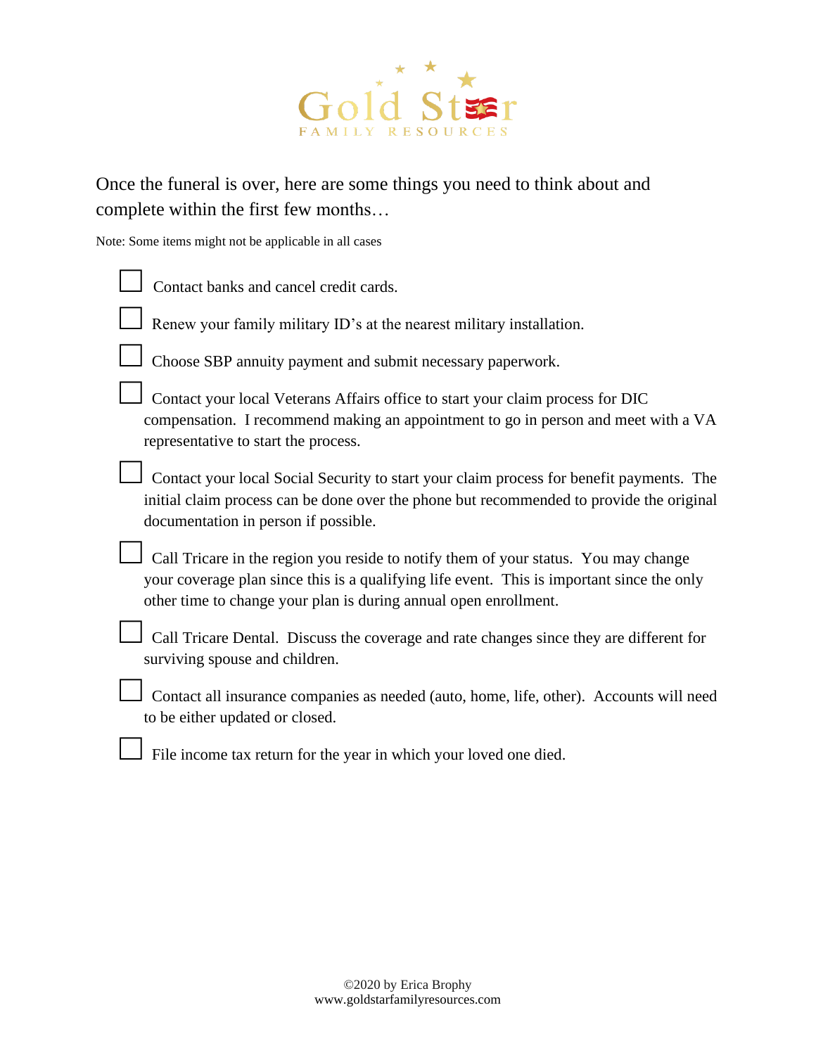Gold Star

FAMILY RESOURCES

Once the funeral is over, here are some things you need to think about and complete within the first few months…

Note: Some items might not be applicable in all cases

- [ ] Contact banks and cancel credit cards.
- [ ] Renew your family military ID's at the nearest military installation.
- [ ] Choose SBP annuity payment and submit necessary paperwork.
- [ ] Contact your local Veterans Affairs office to start your claim process for DIC compensation. I recommend making an appointment to go in person and meet with a VA representative to start the process.
- [ ] Contact your local Social Security to start your claim process for benefit payments. The initial claim process can be done over the phone but recommended to provide the original documentation in person if possible.
- [ ] Call Tricare in the region you reside to notify them of your status. You may change your coverage plan since this is a qualifying life event. This is important since the only other time to change your plan is during annual open enrollment.
- [ ] Call Tricare Dental. Discuss the coverage and rate changes since they are different for surviving spouse and children.
- [ ] Contact all insurance companies as needed (auto, home, life, other). Accounts will need to be either updated or closed.
- [ ] File income tax return for the year in which your loved one died.

©2020 by Erica Brophy
www.goldstarfamilyresources.com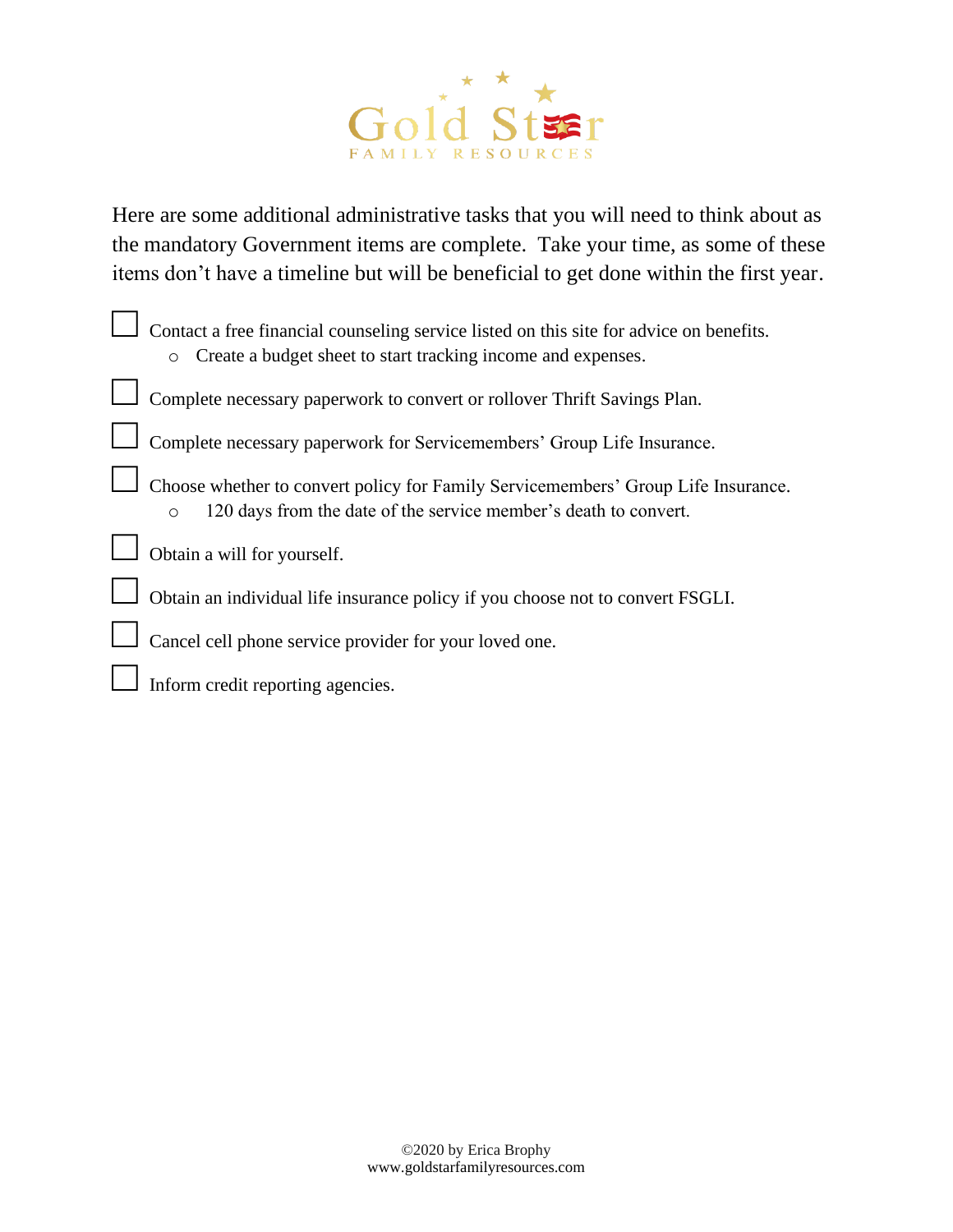Gold Star

FAMILY RESOURCES

Here are some additional administrative tasks that you will need to think about as the mandatory Government items are complete. Take your time, as some of these items don't have a timeline but will be beneficial to get done within the first year.

- [ ] Contact a free financial counseling service listed on this site for advice on benefits.
  - Create a budget sheet to start tracking income and expenses.
- [ ] Complete necessary paperwork to convert or rollover Thrift Savings Plan.
- [ ] Complete necessary paperwork for Servicemembers' Group Life Insurance.
- [ ] Choose whether to convert policy for Family Servicemembers' Group Life Insurance.
  - 120 days from the date of the service member's death to convert.
- [ ] Obtain a will for yourself.
- [ ] Obtain an individual life insurance policy if you choose not to convert FSGLI.
- [ ] Cancel cell phone service provider for your loved one.
- [ ] Inform credit reporting agencies.

©2020 by Erica Brophy
www.goldstarfamilyresources.com